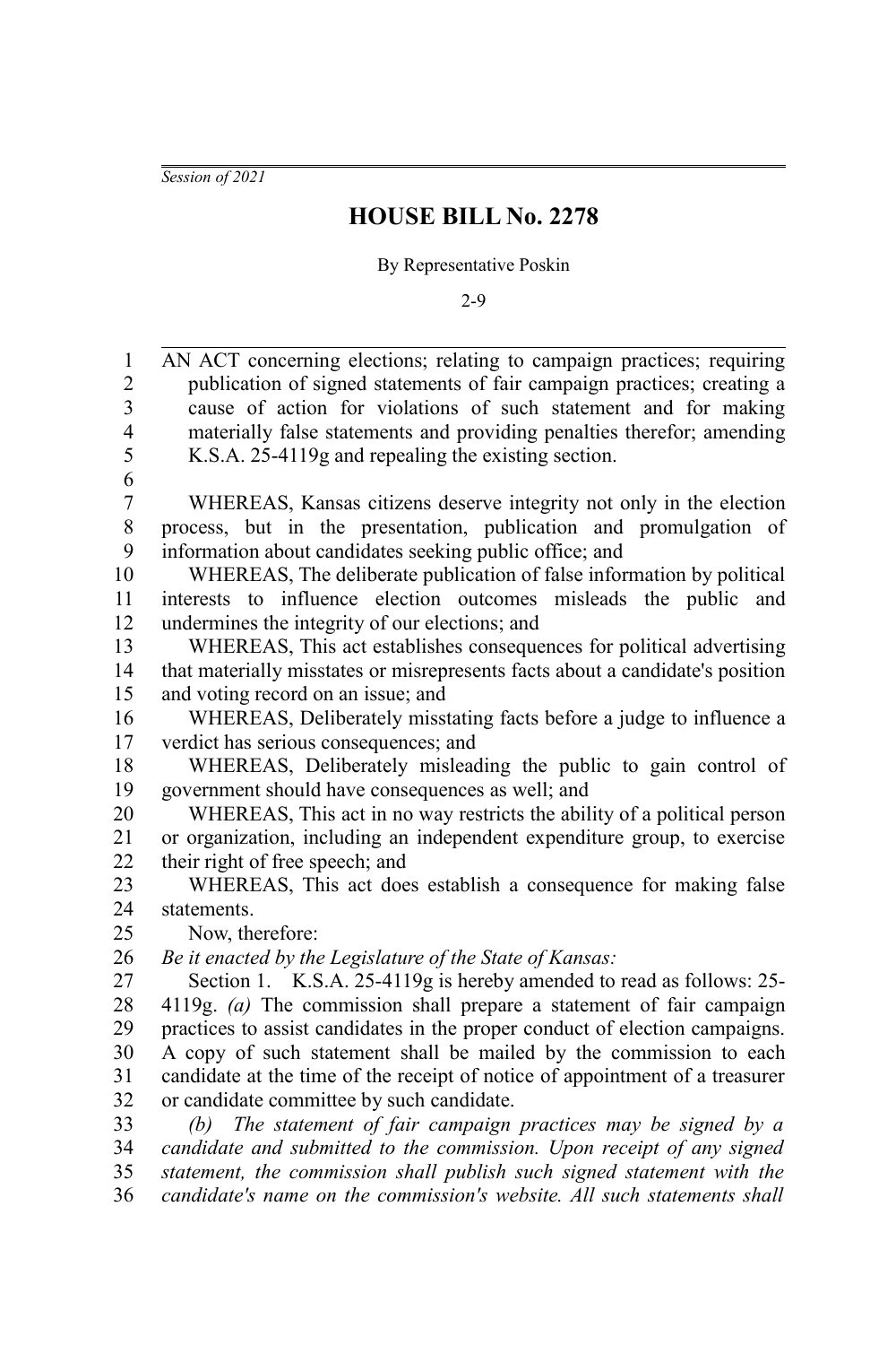*Session of 2021*

# HOUSE BILL No. 2278

By Representative Poskin

2-9

AN ACT concerning elections; relating to campaign practices; requiring publication of signed statements of fair campaign practices; creating a cause of action for violations of such statement and for making materially false statements and providing penalties therefor; amending K.S.A. 25-4119g and repealing the existing section.

WHEREAS, Kansas citizens deserve integrity not only in the election process, but in the presentation, publication and promulgation of information about candidates seeking public office; and

WHEREAS, The deliberate publication of false information by political interests to influence election outcomes misleads the public and undermines the integrity of our elections; and

WHEREAS, This act establishes consequences for political advertising that materially misstates or misrepresents facts about a candidate's position and voting record on an issue; and

WHEREAS, Deliberately misstating facts before a judge to influence a verdict has serious consequences; and

WHEREAS, Deliberately misleading the public to gain control of government should have consequences as well; and

WHEREAS, This act in no way restricts the ability of a political person or organization, including an independent expenditure group, to exercise their right of free speech; and

WHEREAS, This act does establish a consequence for making false statements.

Now, therefore:

*Be it enacted by the Legislature of the State of Kansas:*

Section 1. K.S.A. 25-4119g is hereby amended to read as follows: 25-4119g. *(a)* The commission shall prepare a statement of fair campaign practices to assist candidates in the proper conduct of election campaigns. A copy of such statement shall be mailed by the commission to each candidate at the time of the receipt of notice of appointment of a treasurer or candidate committee by such candidate.

*(b) The statement of fair campaign practices may be signed by a candidate and submitted to the commission. Upon receipt of any signed statement, the commission shall publish such signed statement with the candidate's name on the commission's website. All such statements shall*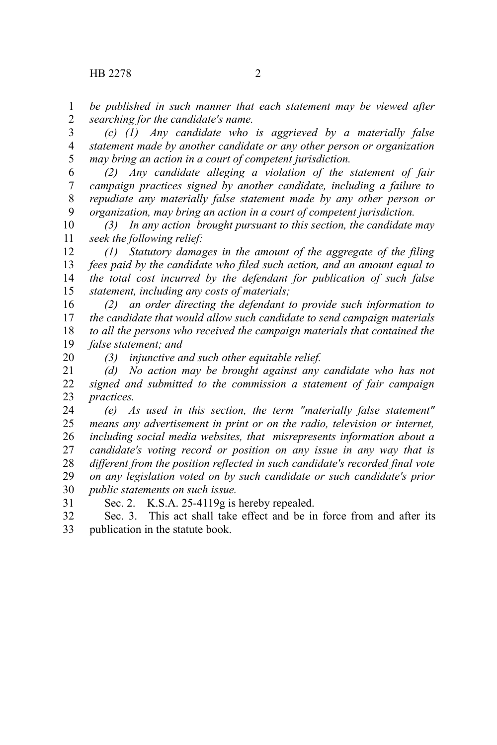*be published in such manner that each statement may be viewed after searching for the candidate's name.*

*(c) (1) Any candidate who is aggrieved by a materially false statement made by another candidate or any other person or organization may bring an action in a court of competent jurisdiction.*

*(2) Any candidate alleging a violation of the statement of fair campaign practices signed by another candidate, including a failure to repudiate any materially false statement made by any other person or organization, may bring an action in a court of competent jurisdiction.*

*(3) In any action brought pursuant to this section, the candidate may seek the following relief:*

*(1) Statutory damages in the amount of the aggregate of the filing fees paid by the candidate who filed such action, and an amount equal to the total cost incurred by the defendant for publication of such false statement, including any costs of materials;*

*(2) an order directing the defendant to provide such information to the candidate that would allow such candidate to send campaign materials to all the persons who received the campaign materials that contained the false statement; and*

*(3) injunctive and such other equitable relief.*

*(d) No action may be brought against any candidate who has not signed and submitted to the commission a statement of fair campaign practices.*

*(e) As used in this section, the term "materially false statement" means any advertisement in print or on the radio, television or internet, including social media websites, that misrepresents information about a candidate's voting record or position on any issue in any way that is different from the position reflected in such candidate's recorded final vote on any legislation voted on by such candidate or such candidate's prior public statements on such issue.*

Sec. 2. K.S.A. 25-4119g is hereby repealed.

Sec. 3. This act shall take effect and be in force from and after its publication in the statute book.